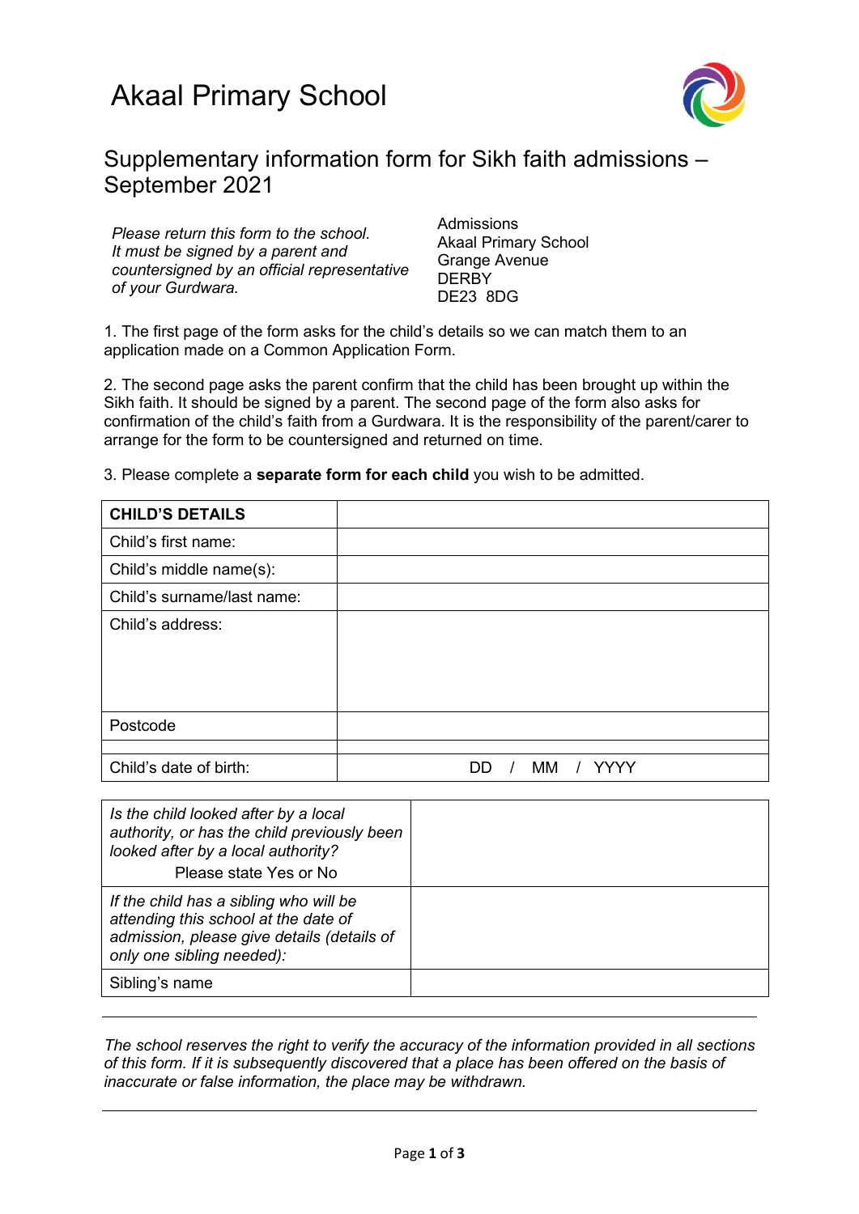# Akaal Primary School

## Supplementary information form for Sikh faith admissions – September 2021

*Please return this form to the school.*
*It must be signed by a parent and countersigned by an official representative of your Gurdwara.*

Admissions
Akaal Primary School
Grange Avenue
DERBY
DE23 8DG

1. The first page of the form asks for the child's details so we can match them to an application made on a Common Application Form.

2. The second page asks the parent confirm that the child has been brought up within the Sikh faith. It should be signed by a parent. The second page of the form also asks for confirmation of the child's faith from a Gurdwara. It is the responsibility of the parent/carer to arrange for the form to be countersigned and returned on time.

3. Please complete a **separate form for each child** you wish to be admitted.

| **CHILD'S DETAILS** | |
|---|---|
| Child's first name: | |
| Child's middle name(s): | |
| Child's surname/last name: | |
| Child's address: | |
| Postcode | |
| | |
| Child's date of birth: | DD / MM / YYYY |

| | |
|---|---|
| *Is the child looked after by a local authority, or has the child previously been looked after by a local authority?* Please state Yes or No | |
| *If the child has a sibling who will be attending this school at the date of admission, please give details (details of only one sibling needed):* | |
| Sibling's name | |

---

*The school reserves the right to verify the accuracy of the information provided in all sections of this form. If it is subsequently discovered that a place has been offered on the basis of inaccurate or false information, the place may be withdrawn.*

---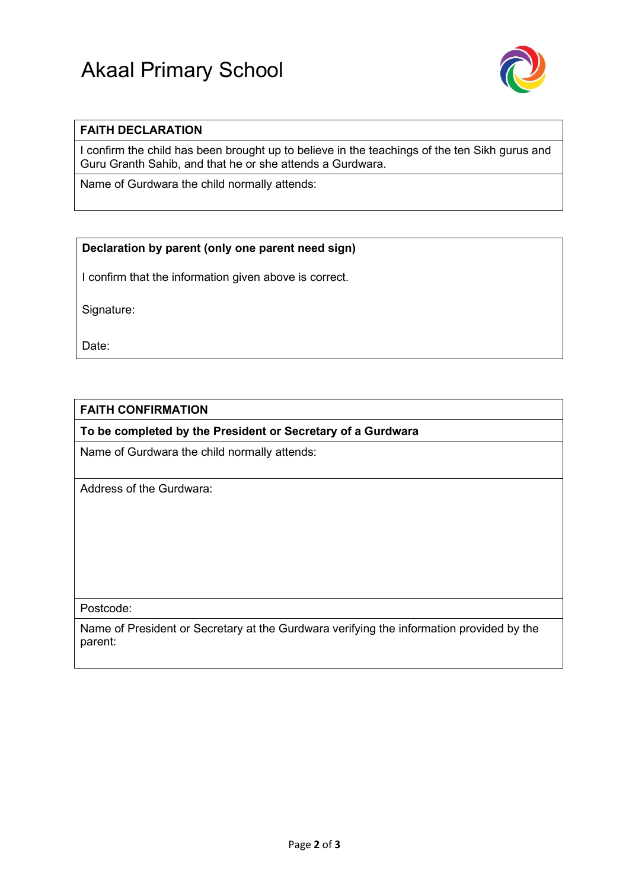# Akaal Primary School

| FAITH DECLARATION |
|---|
| I confirm the child has been brought up to believe in the teachings of the ten Sikh gurus and Guru Granth Sahib, and that he or she attends a Gurdwara. |
| Name of Gurdwara the child normally attends: |

**Declaration by parent (only one parent need sign)**

I confirm that the information given above is correct.

Signature:

Date:

| FAITH CONFIRMATION |
|---|
| **To be completed by the President or Secretary of a Gurdwara** |
| Name of Gurdwara the child normally attends: |
| Address of the Gurdwara: |
| Postcode: |
| Name of President or Secretary at the Gurdwara verifying the information provided by the parent: |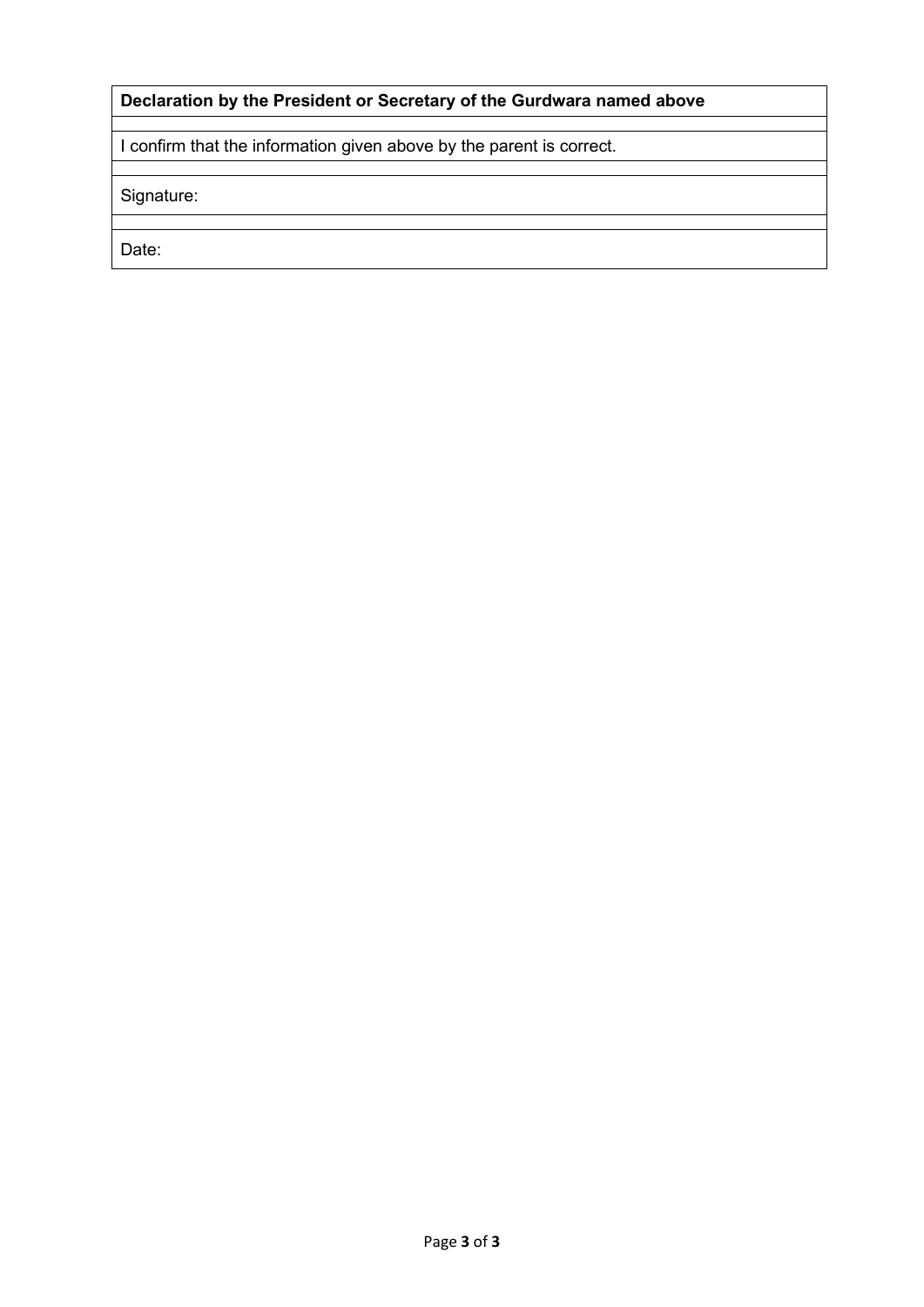| **Declaration by the President or Secretary of the Gurdwara named above** |
| --- |
| |
| I confirm that the information given above by the parent is correct. |
| |
| Signature: |
| |
| Date: |